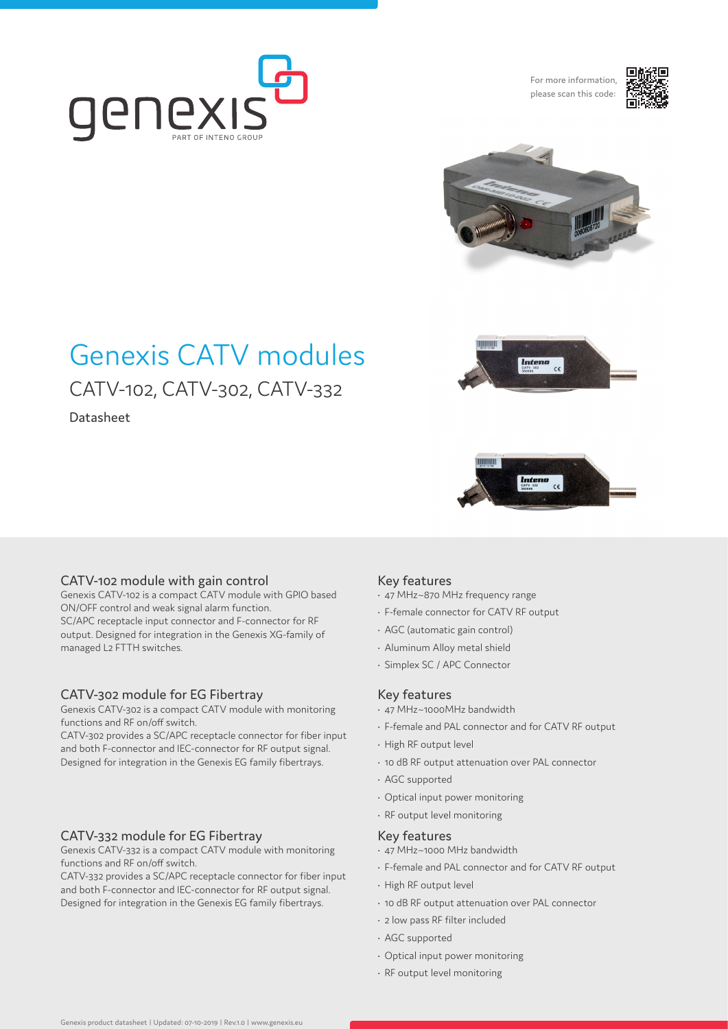For more information, please scan this code:

# Genexis CATV modules

## CATV-102, CATV-302, CATV-332

Datasheet

### CATV-102 module with gain control

Genexis CATV-102 is a compact CATV module with GPIO based ON/OFF control and weak signal alarm function.
SC/APC receptacle input connector and F-connector for RF output. Designed for integration in the Genexis XG-family of managed L2 FTTH switches.

#### Key features

- 47 MHz~870 MHz frequency range
- F-female connector for CATV RF output
- AGC (automatic gain control)
- Aluminum Alloy metal shield
- Simplex SC / APC Connector

### CATV-302 module for EG Fibertray

Genexis CATV-302 is a compact CATV module with monitoring functions and RF on/off switch.
CATV-302 provides a SC/APC receptacle connector for fiber input and both F-connector and IEC-connector for RF output signal. Designed for integration in the Genexis EG family fibertrays.

#### Key features

- 47 MHz~1000MHz bandwidth
- F-female and PAL connector and for CATV RF output
- High RF output level
- 10 dB RF output attenuation over PAL connector
- AGC supported
- Optical input power monitoring
- RF output level monitoring

### CATV-332 module for EG Fibertray

Genexis CATV-332 is a compact CATV module with monitoring functions and RF on/off switch.
CATV-332 provides a SC/APC receptacle connector for fiber input and both F-connector and IEC-connector for RF output signal. Designed for integration in the Genexis EG family fibertrays.

#### Key features

- 47 MHz~1000 MHz bandwidth
- F-female and PAL connector and for CATV RF output
- High RF output level
- 10 dB RF output attenuation over PAL connector
- 2 low pass RF filter included
- AGC supported
- Optical input power monitoring
- RF output level monitoring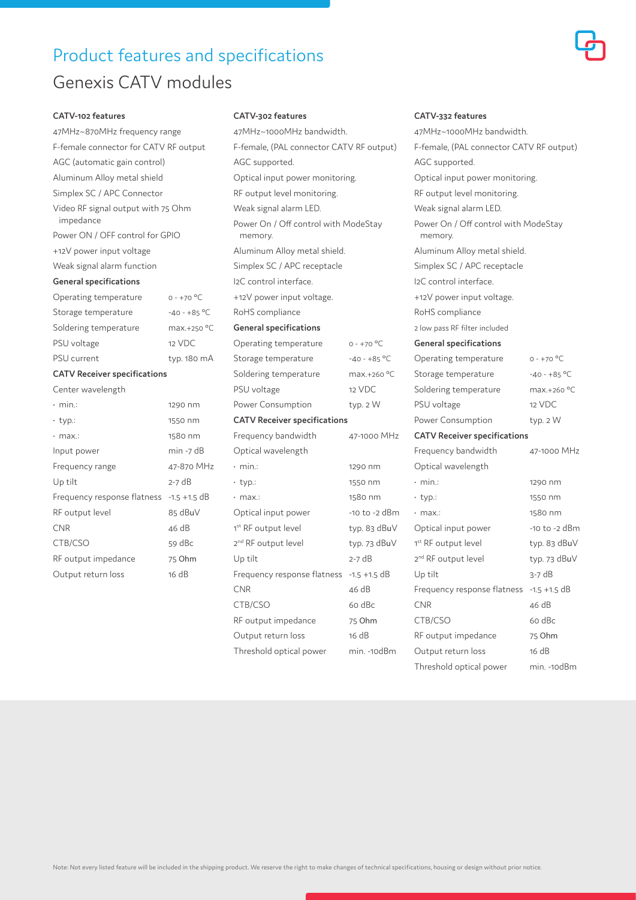# Product features and specifications

## Genexis CATV modules

### CATV-102 features

47MHz~870MHz frequency range

F-female connector for CATV RF output

AGC (automatic gain control)

Aluminum Alloy metal shield

Simplex SC / APC Connector

Video RF signal output with 75 Ohm impedance

Power ON / OFF control for GPIO

+12V power input voltage

Weak signal alarm function

**General specifications**

| | |
|---|---|
| Operating temperature | 0 - +70 °C |
| Storage temperature | -40 - +85 °C |
| Soldering temperature | max.+250 °C |
| PSU voltage | 12 VDC |
| PSU current | typ. 180 mA |

**CATV Receiver specifications**

| | |
|---|---|
| Center wavelength | |
| · min.: | 1290 nm |
| · typ.: | 1550 nm |
| · max.: | 1580 nm |
| Input power | min -7 dB |
| Frequency range | 47-870 MHz |
| Up tilt | 2-7 dB |
| Frequency response flatness | -1.5 +1.5 dB |
| RF output level | 85 dBuV |
| CNR | 46 dB |
| CTB/CSO | 59 dBc |
| RF output impedance | 75 Ohm |
| Output return loss | 16 dB |

### CATV-302 features

47MHz~1000MHz bandwidth.

F-female, (PAL connector CATV RF output)

AGC supported.

Optical input power monitoring.

RF output level monitoring.

Weak signal alarm LED.

Power On / Off control with ModeStay memory.

Aluminum Alloy metal shield.

Simplex SC / APC receptacle

I2C control interface.

+12V power input voltage.

RoHS compliance

**General specifications**

| | |
|---|---|
| Operating temperature | 0 - +70 °C |
| Storage temperature | -40 - +85 °C |
| Soldering temperature | max.+260 °C |
| PSU voltage | 12 VDC |
| Power Consumption | typ. 2 W |

**CATV Receiver specifications**

| | |
|---|---|
| Frequency bandwidth | 47-1000 MHz |
| Optical wavelength | |
| · min.: | 1290 nm |
| · typ.: | 1550 nm |
| · max.: | 1580 nm |
| Optical input power | -10 to -2 dBm |
| 1st RF output level | typ. 83 dBuV |
| 2nd RF output level | typ. 73 dBuV |
| Up tilt | 2-7 dB |
| Frequency response flatness | -1.5 +1.5 dB |
| CNR | 46 dB |
| CTB/CSO | 60 dBc |
| RF output impedance | 75 Ohm |
| Output return loss | 16 dB |
| Threshold optical power | min. -10dBm |

### CATV-332 features

47MHz~1000MHz bandwidth.

F-female, (PAL connector CATV RF output)

AGC supported.

Optical input power monitoring.

RF output level monitoring.

Weak signal alarm LED.

Power On / Off control with ModeStay memory.

Aluminum Alloy metal shield.

Simplex SC / APC receptacle

I2C control interface.

+12V power input voltage.

RoHS compliance

2 low pass RF filter included

**General specifications**

| | |
|---|---|
| Operating temperature | 0 - +70 °C |
| Storage temperature | -40 - +85 °C |
| Soldering temperature | max.+260 °C |
| PSU voltage | 12 VDC |
| Power Consumption | typ. 2 W |

**CATV Receiver specifications**

| | |
|---|---|
| Frequency bandwidth | 47-1000 MHz |
| Optical wavelength | |
| · min.: | 1290 nm |
| · typ.: | 1550 nm |
| · max.: | 1580 nm |
| Optical input power | -10 to -2 dBm |
| 1st RF output level | typ. 83 dBuV |
| 2nd RF output level | typ. 73 dBuV |
| Up tilt | 3-7 dB |
| Frequency response flatness | -1.5 +1.5 dB |
| CNR | 46 dB |
| CTB/CSO | 60 dBc |
| RF output impedance | 75 Ohm |
| Output return loss | 16 dB |
| Threshold optical power | min. -10dBm |

Note: Not every listed feature will be included in the shipping product. We reserve the right to make changes of technical specifications, housing or design without prior notice.